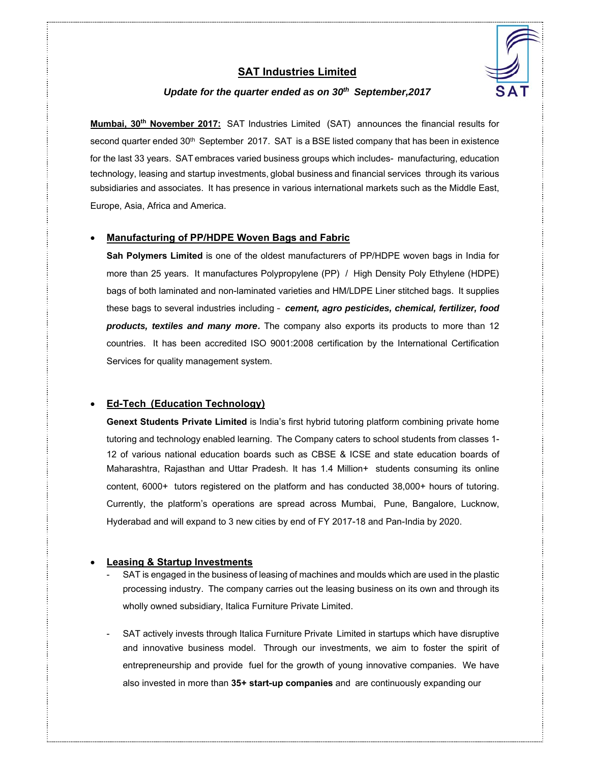# SAT Industries Limited

***Update for the quarter ended as on 30th September,2017***

**Mumbai, 30th November 2017:** SAT Industries Limited (SAT) announces the financial results for second quarter ended 30th September 2017. SAT is a BSE listed company that has been in existence for the last 33 years. SAT embraces varied business groups which includes- manufacturing, education technology, leasing and startup investments, global business and financial services through its various subsidiaries and associates. It has presence in various international markets such as the Middle East, Europe, Asia, Africa and America.

- **Manufacturing of PP/HDPE Woven Bags and Fabric**

  **Sah Polymers Limited** is one of the oldest manufacturers of PP/HDPE woven bags in India for more than 25 years. It manufactures Polypropylene (PP) / High Density Poly Ethylene (HDPE) bags of both laminated and non-laminated varieties and HM/LDPE Liner stitched bags. It supplies these bags to several industries including – ***cement, agro pesticides, chemical, fertilizer, food products, textiles and many more.*** The company also exports its products to more than 12 countries. It has been accredited ISO 9001:2008 certification by the International Certification Services for quality management system.

- **Ed-Tech (Education Technology)**

  **Genext Students Private Limited** is India's first hybrid tutoring platform combining private home tutoring and technology enabled learning. The Company caters to school students from classes 1-12 of various national education boards such as CBSE & ICSE and state education boards of Maharashtra, Rajasthan and Uttar Pradesh. It has 1.4 Million+ students consuming its online content, 6000+ tutors registered on the platform and has conducted 38,000+ hours of tutoring. Currently, the platform's operations are spread across Mumbai, Pune, Bangalore, Lucknow, Hyderabad and will expand to 3 new cities by end of FY 2017-18 and Pan-India by 2020.

- **Leasing & Startup Investments**
  - SAT is engaged in the business of leasing of machines and moulds which are used in the plastic processing industry. The company carries out the leasing business on its own and through its wholly owned subsidiary, Italica Furniture Private Limited.
  - SAT actively invests through Italica Furniture Private Limited in startups which have disruptive and innovative business model. Through our investments, we aim to foster the spirit of entrepreneurship and provide fuel for the growth of young innovative companies. We have also invested in more than **35+ start-up companies** and are continuously expanding our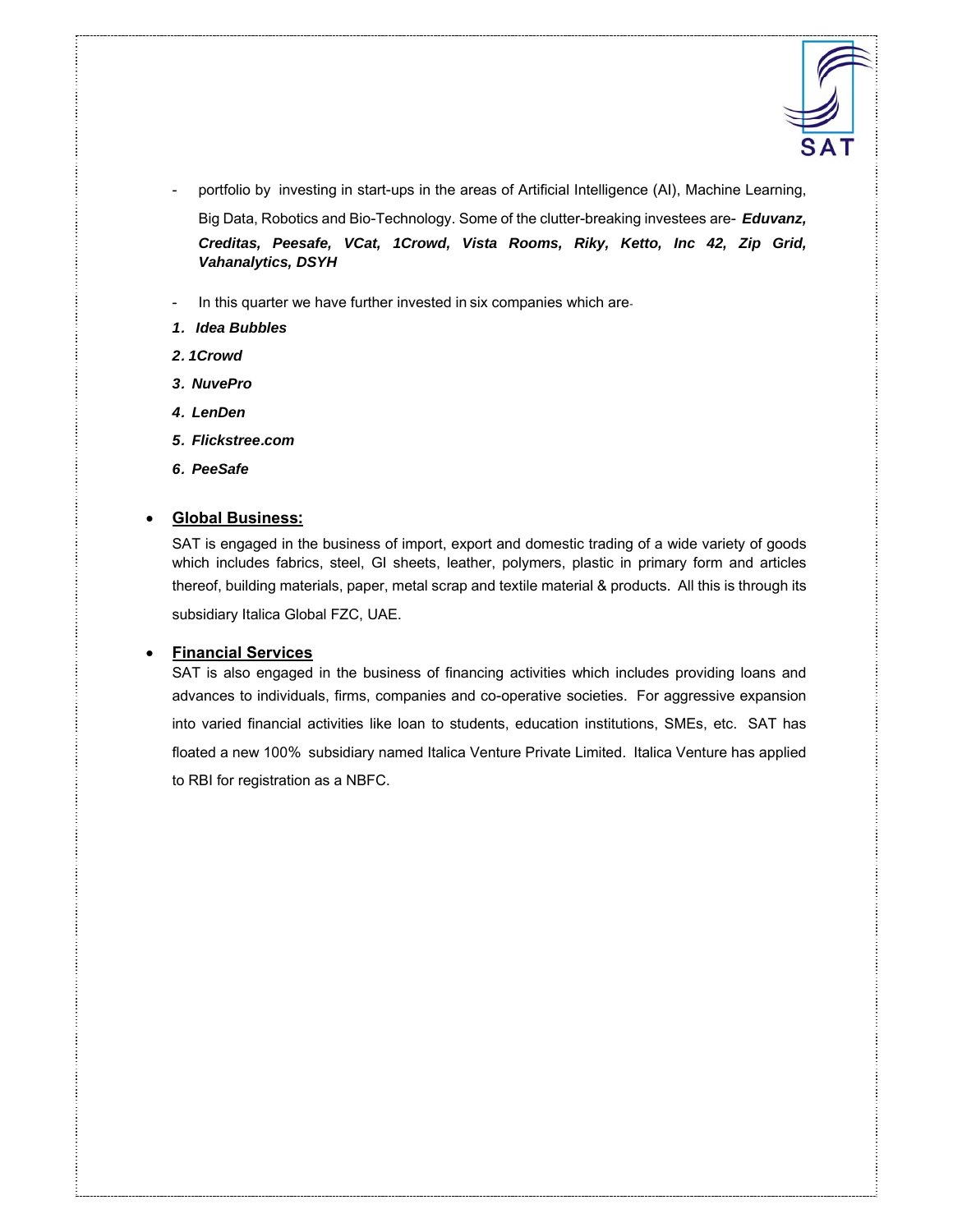- portfolio by investing in start-ups in the areas of Artificial Intelligence (AI), Machine Learning, Big Data, Robotics and Bio-Technology. Some of the clutter-breaking investees are- ***Eduvanz, Creditas, Peesafe, VCat, 1Crowd, Vista Rooms, Riky, Ketto, Inc 42, Zip Grid, Vahanalytics, DSYH***

- In this quarter we have further invested in six companies which are-

1. ***Idea Bubbles***
2. ***1Crowd***
3. ***NuvePro***
4. ***LenDen***
5. ***Flickstree.com***
6. ***PeeSafe***

- **Global Business:**

  SAT is engaged in the business of import, export and domestic trading of a wide variety of goods which includes fabrics, steel, GI sheets, leather, polymers, plastic in primary form and articles thereof, building materials, paper, metal scrap and textile material & products. All this is through its subsidiary Italica Global FZC, UAE.

- **Financial Services**

  SAT is also engaged in the business of financing activities which includes providing loans and advances to individuals, firms, companies and co-operative societies. For aggressive expansion into varied financial activities like loan to students, education institutions, SMEs, etc. SAT has floated a new 100% subsidiary named Italica Venture Private Limited. Italica Venture has applied to RBI for registration as a NBFC.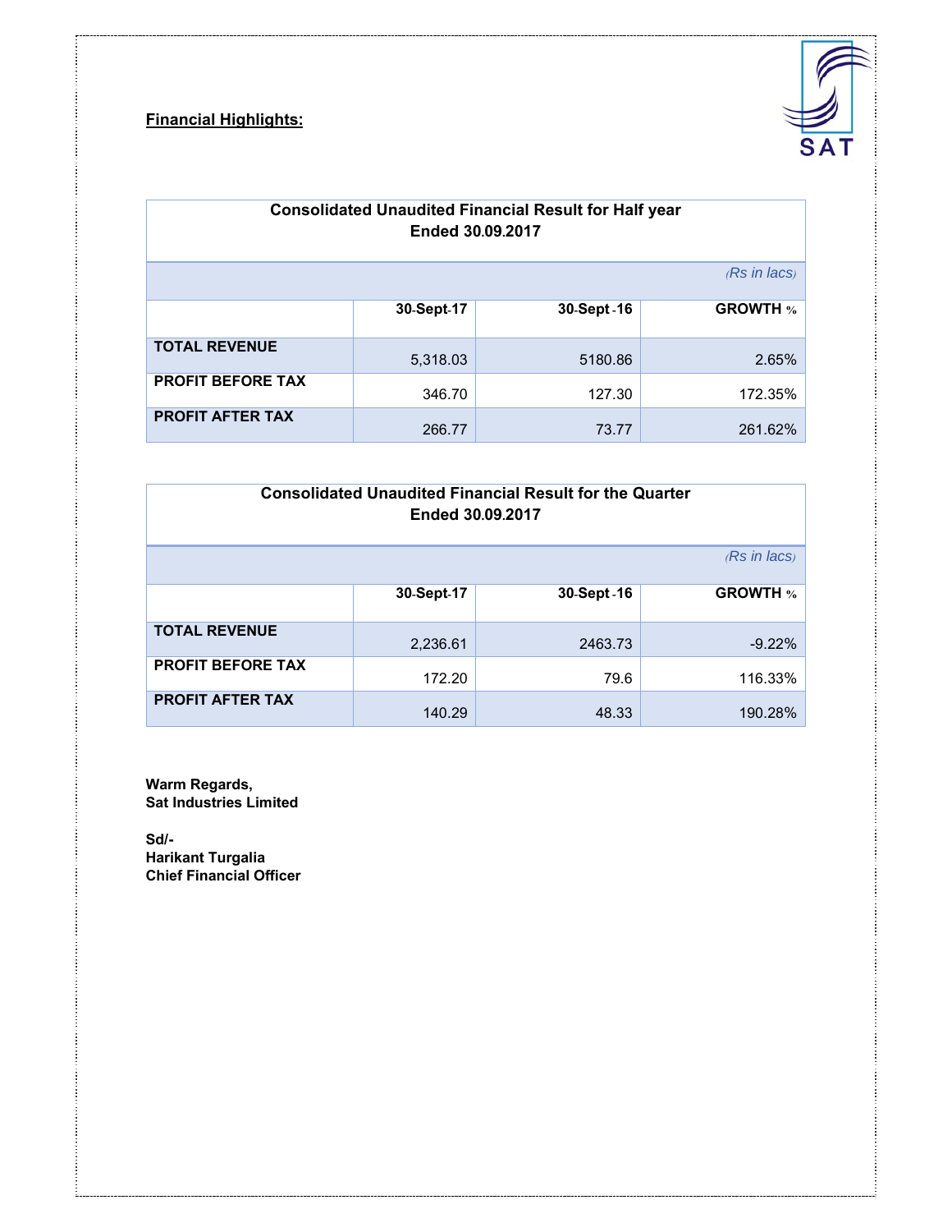**Financial Highlights:**

| Consolidated Unaudited Financial Result for Half year Ended 30.09.2017 | | | |
|---|---|---|---|
| | | | *(Rs in lacs)* |
| | **30-Sept-17** | **30-Sept-16** | **GROWTH %** |
| **TOTAL REVENUE** | 5,318.03 | 5180.86 | 2.65% |
| **PROFIT BEFORE TAX** | 346.70 | 127.30 | 172.35% |
| **PROFIT AFTER TAX** | 266.77 | 73.77 | 261.62% |

| Consolidated Unaudited Financial Result for the Quarter Ended 30.09.2017 | | | |
|---|---|---|---|
| | | | *(Rs in lacs)* |
| | **30-Sept-17** | **30-Sept-16** | **GROWTH %** |
| **TOTAL REVENUE** | 2,236.61 | 2463.73 | -9.22% |
| **PROFIT BEFORE TAX** | 172.20 | 79.6 | 116.33% |
| **PROFIT AFTER TAX** | 140.29 | 48.33 | 190.28% |

**Warm Regards,**
**Sat Industries Limited**

**Sd/-**
**Harikant Turgalia**
**Chief Financial Officer**